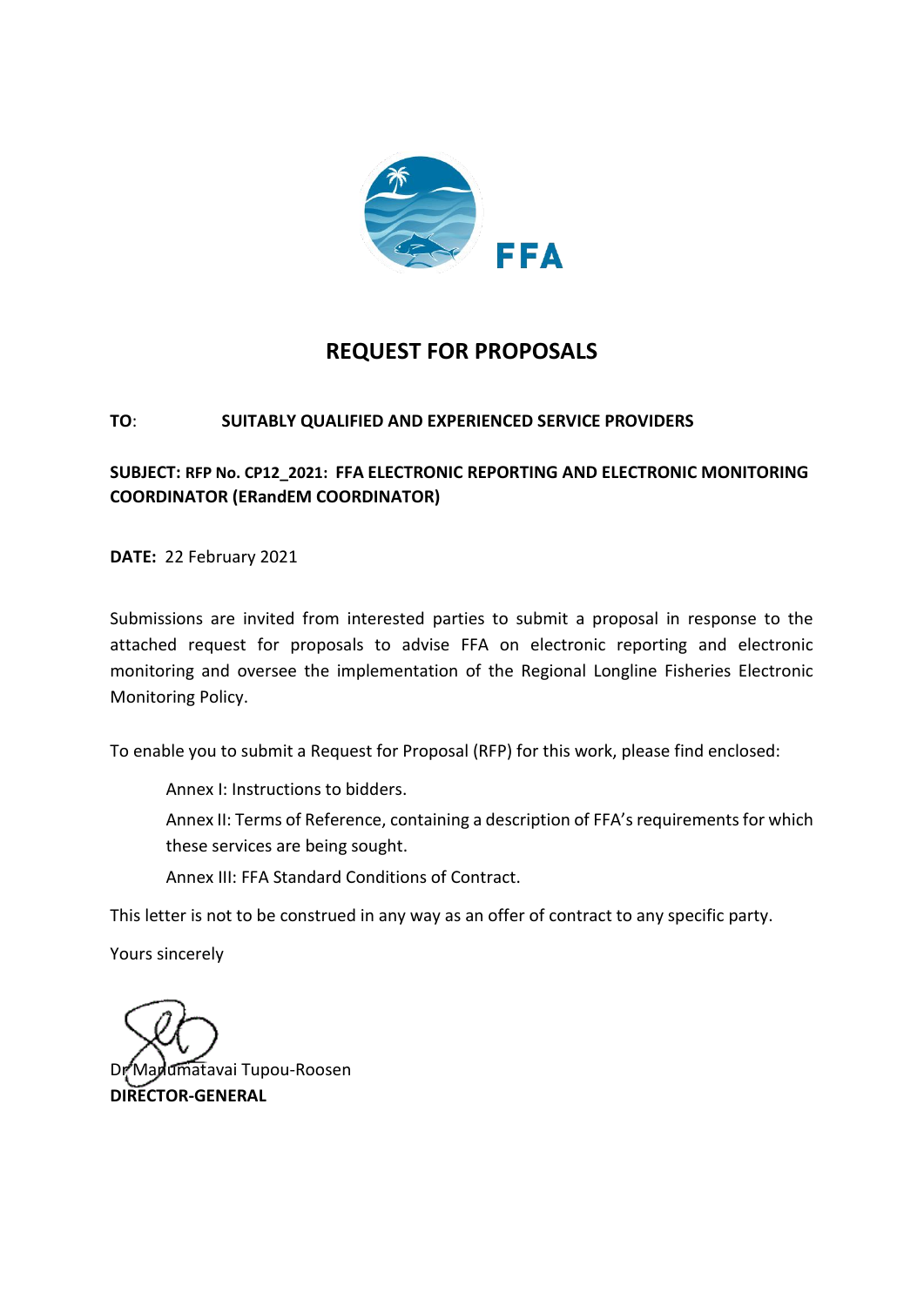FFA

# REQUEST FOR PROPOSALS

**TO**: **SUITABLY QUALIFIED AND EXPERIENCED SERVICE PROVIDERS**

**SUBJECT: RFP No. CP12_2021: FFA ELECTRONIC REPORTING AND ELECTRONIC MONITORING COORDINATOR (ERandEM COORDINATOR)**

**DATE:** 22 February 2021

Submissions are invited from interested parties to submit a proposal in response to the attached request for proposals to advise FFA on electronic reporting and electronic monitoring and oversee the implementation of the Regional Longline Fisheries Electronic Monitoring Policy.

To enable you to submit a Request for Proposal (RFP) for this work, please find enclosed:

Annex I: Instructions to bidders.

Annex II: Terms of Reference, containing a description of FFA's requirements for which these services are being sought.

Annex III: FFA Standard Conditions of Contract.

This letter is not to be construed in any way as an offer of contract to any specific party.

Yours sincerely

Dr Manumatavai Tupou-Roosen
**DIRECTOR-GENERAL**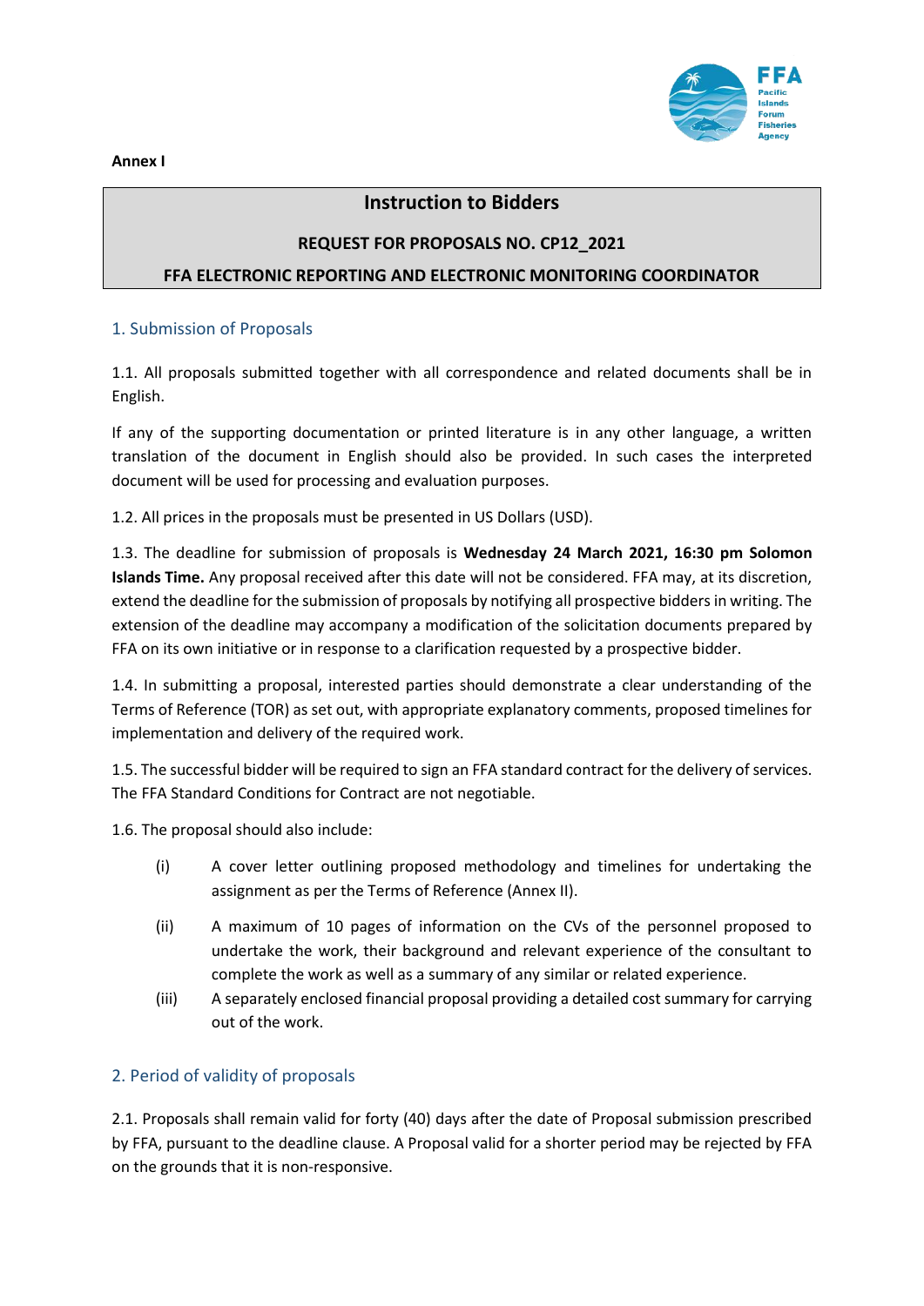**Annex I**

# Instruction to Bidders

**REQUEST FOR PROPOSALS NO. CP12_2021**

**FFA ELECTRONIC REPORTING AND ELECTRONIC MONITORING COORDINATOR**

## 1. Submission of Proposals

1.1. All proposals submitted together with all correspondence and related documents shall be in English.

If any of the supporting documentation or printed literature is in any other language, a written translation of the document in English should also be provided. In such cases the interpreted document will be used for processing and evaluation purposes.

1.2. All prices in the proposals must be presented in US Dollars (USD).

1.3. The deadline for submission of proposals is **Wednesday 24 March 2021, 16:30 pm Solomon Islands Time.** Any proposal received after this date will not be considered. FFA may, at its discretion, extend the deadline for the submission of proposals by notifying all prospective bidders in writing. The extension of the deadline may accompany a modification of the solicitation documents prepared by FFA on its own initiative or in response to a clarification requested by a prospective bidder.

1.4. In submitting a proposal, interested parties should demonstrate a clear understanding of the Terms of Reference (TOR) as set out, with appropriate explanatory comments, proposed timelines for implementation and delivery of the required work.

1.5. The successful bidder will be required to sign an FFA standard contract for the delivery of services. The FFA Standard Conditions for Contract are not negotiable.

1.6. The proposal should also include:

(i) A cover letter outlining proposed methodology and timelines for undertaking the assignment as per the Terms of Reference (Annex II).

(ii) A maximum of 10 pages of information on the CVs of the personnel proposed to undertake the work, their background and relevant experience of the consultant to complete the work as well as a summary of any similar or related experience.

(iii) A separately enclosed financial proposal providing a detailed cost summary for carrying out of the work.

## 2. Period of validity of proposals

2.1. Proposals shall remain valid for forty (40) days after the date of Proposal submission prescribed by FFA, pursuant to the deadline clause. A Proposal valid for a shorter period may be rejected by FFA on the grounds that it is non-responsive.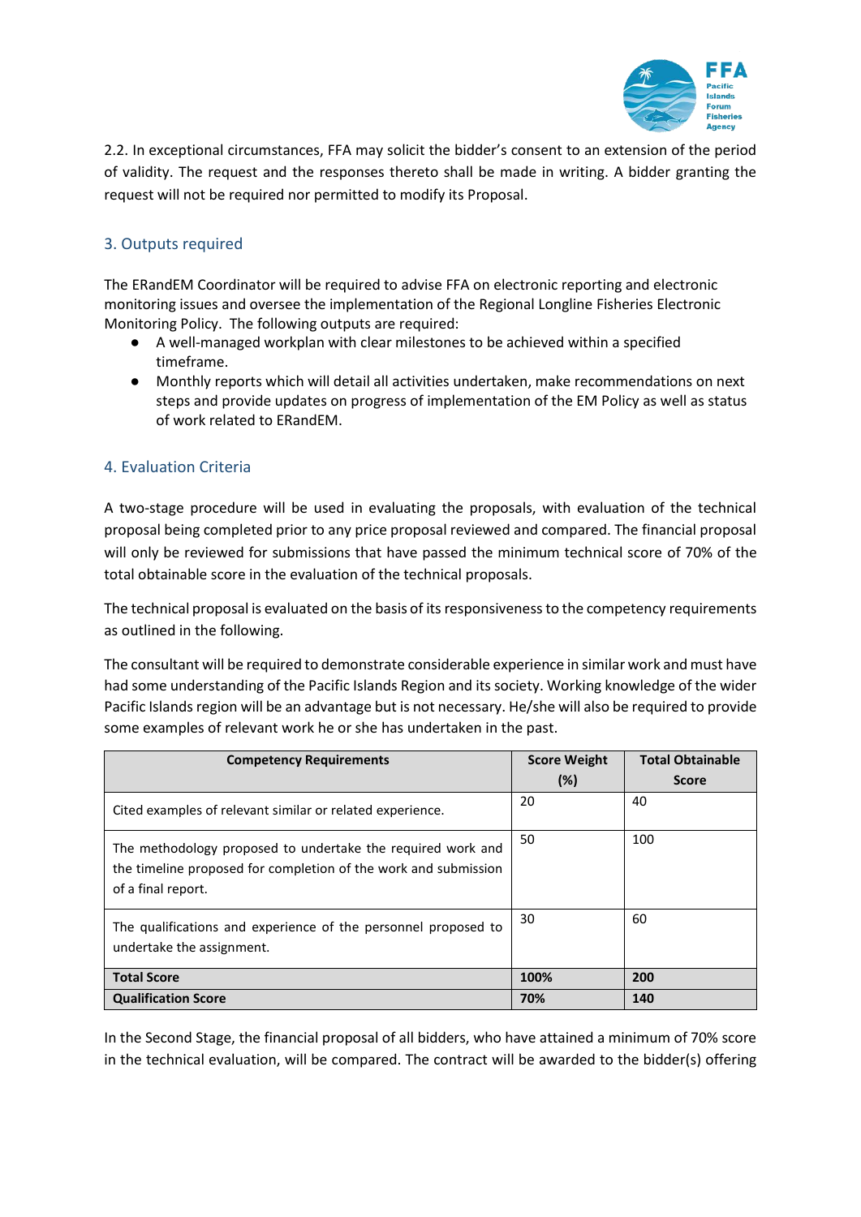2.2. In exceptional circumstances, FFA may solicit the bidder's consent to an extension of the period of validity. The request and the responses thereto shall be made in writing. A bidder granting the request will not be required nor permitted to modify its Proposal.

## 3. Outputs required

The ERandEM Coordinator will be required to advise FFA on electronic reporting and electronic monitoring issues and oversee the implementation of the Regional Longline Fisheries Electronic Monitoring Policy. The following outputs are required:

- A well-managed workplan with clear milestones to be achieved within a specified timeframe.
- Monthly reports which will detail all activities undertaken, make recommendations on next steps and provide updates on progress of implementation of the EM Policy as well as status of work related to ERandEM.

## 4. Evaluation Criteria

A two-stage procedure will be used in evaluating the proposals, with evaluation of the technical proposal being completed prior to any price proposal reviewed and compared. The financial proposal will only be reviewed for submissions that have passed the minimum technical score of 70% of the total obtainable score in the evaluation of the technical proposals.

The technical proposal is evaluated on the basis of its responsiveness to the competency requirements as outlined in the following.

The consultant will be required to demonstrate considerable experience in similar work and must have had some understanding of the Pacific Islands Region and its society. Working knowledge of the wider Pacific Islands region will be an advantage but is not necessary. He/she will also be required to provide some examples of relevant work he or she has undertaken in the past.

| Competency Requirements | Score Weight (%) | Total Obtainable Score |
|---|---|---|
| Cited examples of relevant similar or related experience. | 20 | 40 |
| The methodology proposed to undertake the required work and the timeline proposed for completion of the work and submission of a final report. | 50 | 100 |
| The qualifications and experience of the personnel proposed to undertake the assignment. | 30 | 60 |
| **Total Score** | **100%** | **200** |
| **Qualification Score** | **70%** | **140** |

In the Second Stage, the financial proposal of all bidders, who have attained a minimum of 70% score in the technical evaluation, will be compared. The contract will be awarded to the bidder(s) offering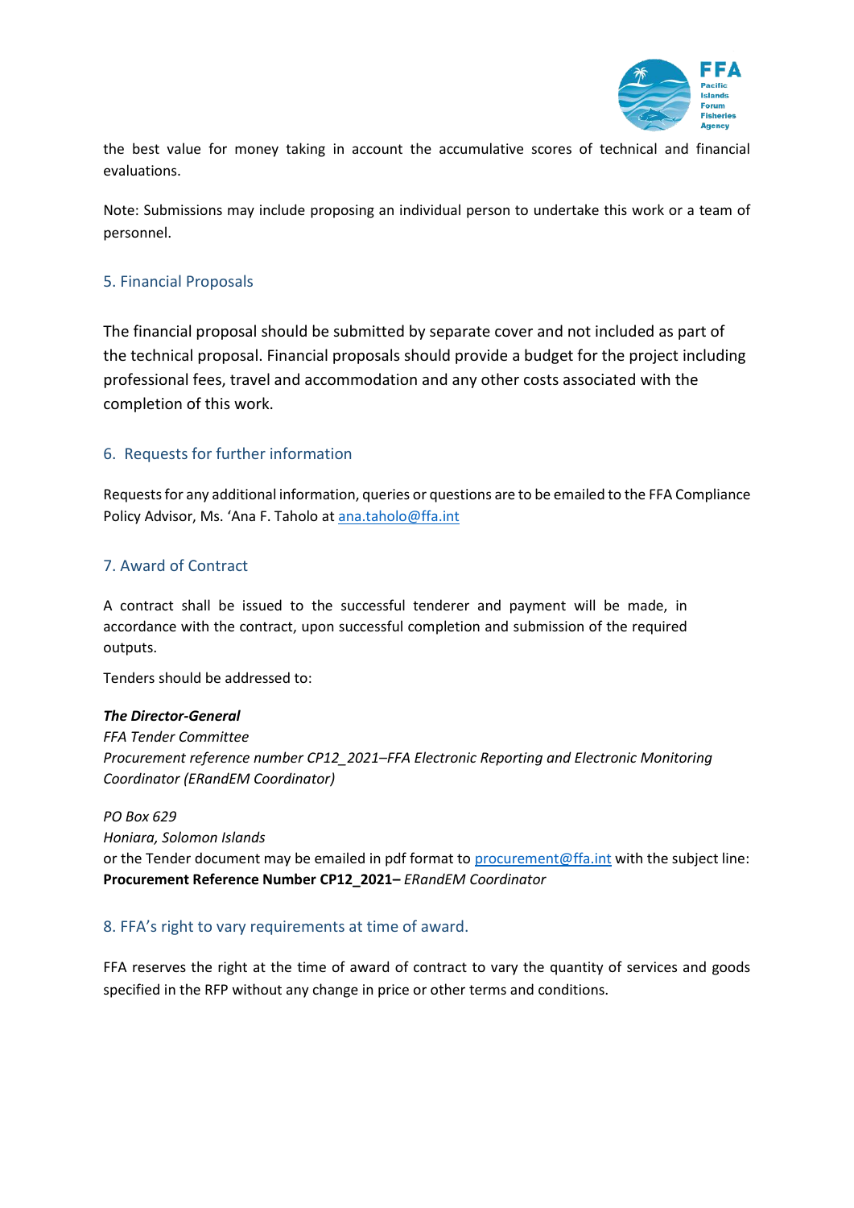the best value for money taking in account the accumulative scores of technical and financial evaluations.

Note: Submissions may include proposing an individual person to undertake this work or a team of personnel.

## 5. Financial Proposals

The financial proposal should be submitted by separate cover and not included as part of the technical proposal. Financial proposals should provide a budget for the project including professional fees, travel and accommodation and any other costs associated with the completion of this work.

## 6. Requests for further information

Requests for any additional information, queries or questions are to be emailed to the FFA Compliance Policy Advisor, Ms. 'Ana F. Taholo at ana.taholo@ffa.int

## 7. Award of Contract

A contract shall be issued to the successful tenderer and payment will be made, in accordance with the contract, upon successful completion and submission of the required outputs.

Tenders should be addressed to:

***The Director-General***
*FFA Tender Committee*
*Procurement reference number CP12_2021–FFA Electronic Reporting and Electronic Monitoring Coordinator (ERandEM Coordinator)*

*PO Box 629*
*Honiara, Solomon Islands*
or the Tender document may be emailed in pdf format to procurement@ffa.int with the subject line: **Procurement Reference Number CP12_2021–** *ERandEM Coordinator*

## 8. FFA's right to vary requirements at time of award.

FFA reserves the right at the time of award of contract to vary the quantity of services and goods specified in the RFP without any change in price or other terms and conditions.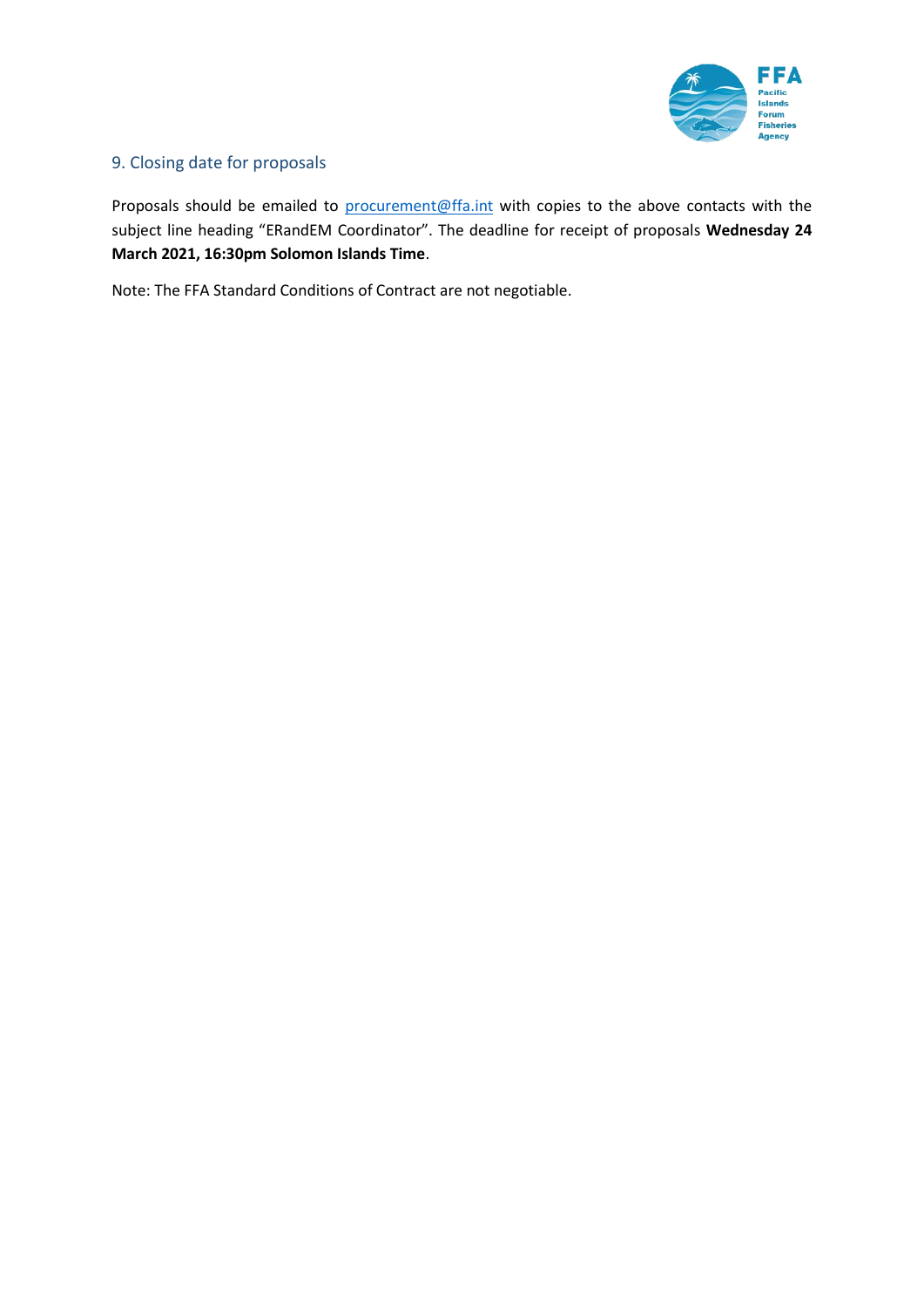## 9. Closing date for proposals

Proposals should be emailed to procurement@ffa.int with copies to the above contacts with the subject line heading "ERandEM Coordinator". The deadline for receipt of proposals **Wednesday 24 March 2021, 16:30pm Solomon Islands Time**.

Note: The FFA Standard Conditions of Contract are not negotiable.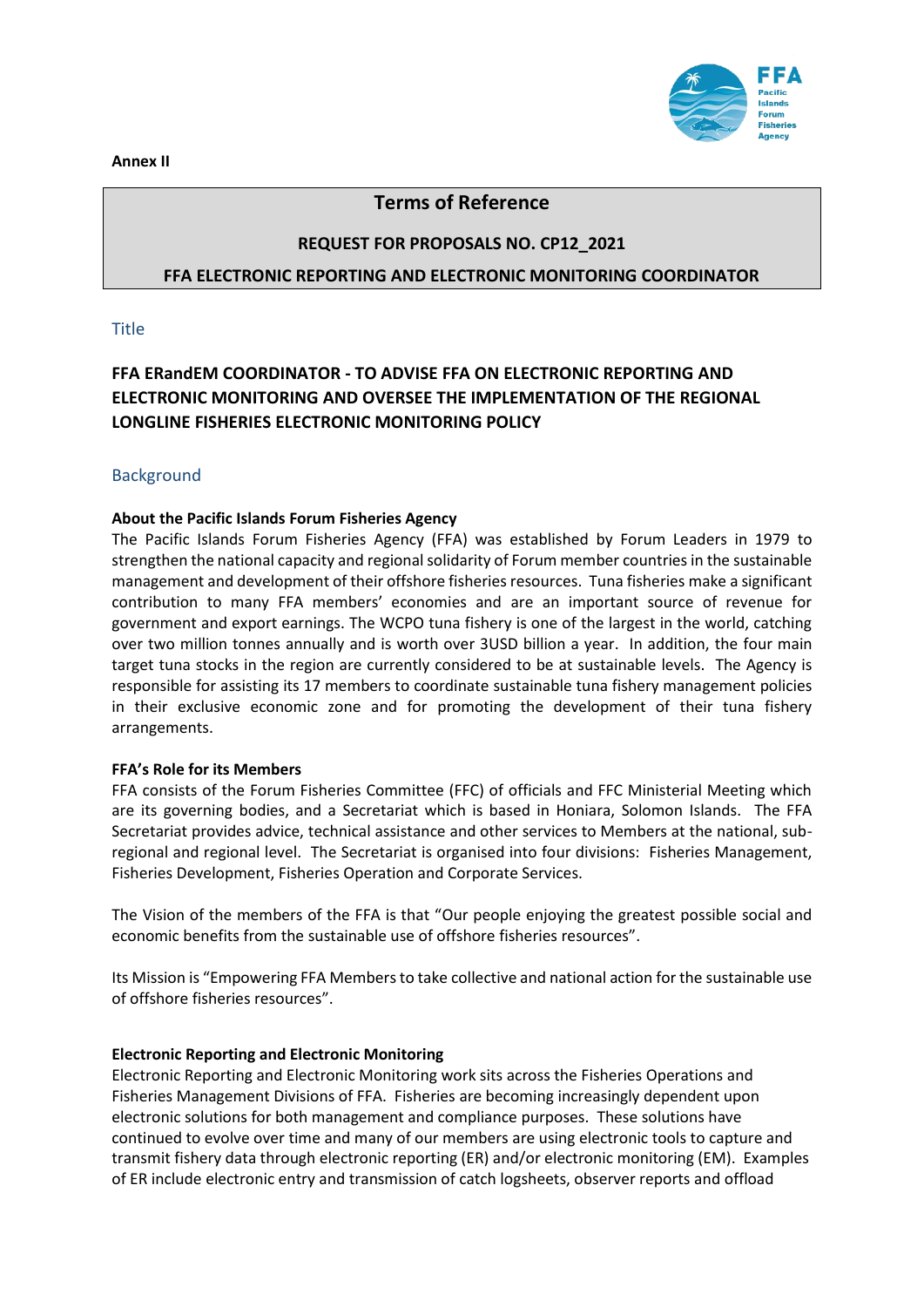**Annex II**

## Terms of Reference

**REQUEST FOR PROPOSALS NO. CP12_2021**

**FFA ELECTRONIC REPORTING AND ELECTRONIC MONITORING COORDINATOR**

### Title

**FFA ERandEM COORDINATOR - TO ADVISE FFA ON ELECTRONIC REPORTING AND ELECTRONIC MONITORING AND OVERSEE THE IMPLEMENTATION OF THE REGIONAL LONGLINE FISHERIES ELECTRONIC MONITORING POLICY**

### Background

**About the Pacific Islands Forum Fisheries Agency**

The Pacific Islands Forum Fisheries Agency (FFA) was established by Forum Leaders in 1979 to strengthen the national capacity and regional solidarity of Forum member countries in the sustainable management and development of their offshore fisheries resources. Tuna fisheries make a significant contribution to many FFA members' economies and are an important source of revenue for government and export earnings. The WCPO tuna fishery is one of the largest in the world, catching over two million tonnes annually and is worth over 3USD billion a year. In addition, the four main target tuna stocks in the region are currently considered to be at sustainable levels. The Agency is responsible for assisting its 17 members to coordinate sustainable tuna fishery management policies in their exclusive economic zone and for promoting the development of their tuna fishery arrangements.

**FFA's Role for its Members**

FFA consists of the Forum Fisheries Committee (FFC) of officials and FFC Ministerial Meeting which are its governing bodies, and a Secretariat which is based in Honiara, Solomon Islands. The FFA Secretariat provides advice, technical assistance and other services to Members at the national, sub-regional and regional level. The Secretariat is organised into four divisions: Fisheries Management, Fisheries Development, Fisheries Operation and Corporate Services.

The Vision of the members of the FFA is that "Our people enjoying the greatest possible social and economic benefits from the sustainable use of offshore fisheries resources".

Its Mission is "Empowering FFA Members to take collective and national action for the sustainable use of offshore fisheries resources".

**Electronic Reporting and Electronic Monitoring**

Electronic Reporting and Electronic Monitoring work sits across the Fisheries Operations and Fisheries Management Divisions of FFA. Fisheries are becoming increasingly dependent upon electronic solutions for both management and compliance purposes. These solutions have continued to evolve over time and many of our members are using electronic tools to capture and transmit fishery data through electronic reporting (ER) and/or electronic monitoring (EM). Examples of ER include electronic entry and transmission of catch logsheets, observer reports and offload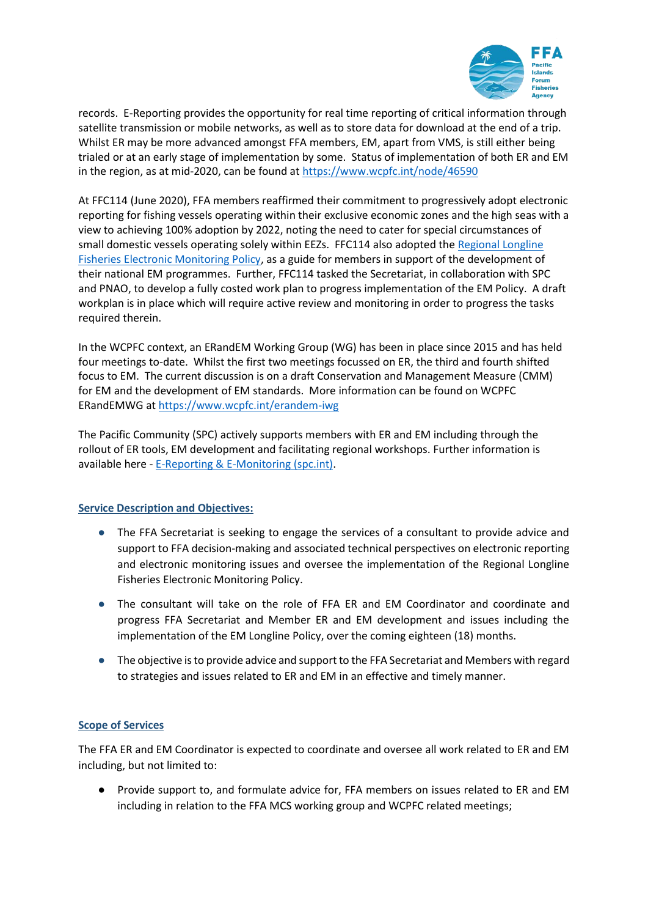records. E-Reporting provides the opportunity for real time reporting of critical information through satellite transmission or mobile networks, as well as to store data for download at the end of a trip. Whilst ER may be more advanced amongst FFA members, EM, apart from VMS, is still either being trialed or at an early stage of implementation by some. Status of implementation of both ER and EM in the region, as at mid-2020, can be found at [https://www.wcpfc.int/node/46590](https://www.wcpfc.int/node/46590)

At FFC114 (June 2020), FFA members reaffirmed their commitment to progressively adopt electronic reporting for fishing vessels operating within their exclusive economic zones and the high seas with a view to achieving 100% adoption by 2022, noting the need to cater for special circumstances of small domestic vessels operating solely within EEZs. FFC114 also adopted the Regional Longline Fisheries Electronic Monitoring Policy, as a guide for members in support of the development of their national EM programmes. Further, FFC114 tasked the Secretariat, in collaboration with SPC and PNAO, to develop a fully costed work plan to progress implementation of the EM Policy. A draft workplan is in place which will require active review and monitoring in order to progress the tasks required therein.

In the WCPFC context, an ERandEM Working Group (WG) has been in place since 2015 and has held four meetings to-date. Whilst the first two meetings focussed on ER, the third and fourth shifted focus to EM. The current discussion is on a draft Conservation and Management Measure (CMM) for EM and the development of EM standards. More information can be found on WCPFC ERandEMWG at [https://www.wcpfc.int/erandem-iwg](https://www.wcpfc.int/erandem-iwg)

The Pacific Community (SPC) actively supports members with ER and EM including through the rollout of ER tools, EM development and facilitating regional workshops. Further information is available here - E-Reporting & E-Monitoring (spc.int).

## Service Description and Objectives:

- The FFA Secretariat is seeking to engage the services of a consultant to provide advice and support to FFA decision-making and associated technical perspectives on electronic reporting and electronic monitoring issues and oversee the implementation of the Regional Longline Fisheries Electronic Monitoring Policy.
- The consultant will take on the role of FFA ER and EM Coordinator and coordinate and progress FFA Secretariat and Member ER and EM development and issues including the implementation of the EM Longline Policy, over the coming eighteen (18) months.
- The objective is to provide advice and support to the FFA Secretariat and Members with regard to strategies and issues related to ER and EM in an effective and timely manner.

## Scope of Services

The FFA ER and EM Coordinator is expected to coordinate and oversee all work related to ER and EM including, but not limited to:

- Provide support to, and formulate advice for, FFA members on issues related to ER and EM including in relation to the FFA MCS working group and WCPFC related meetings;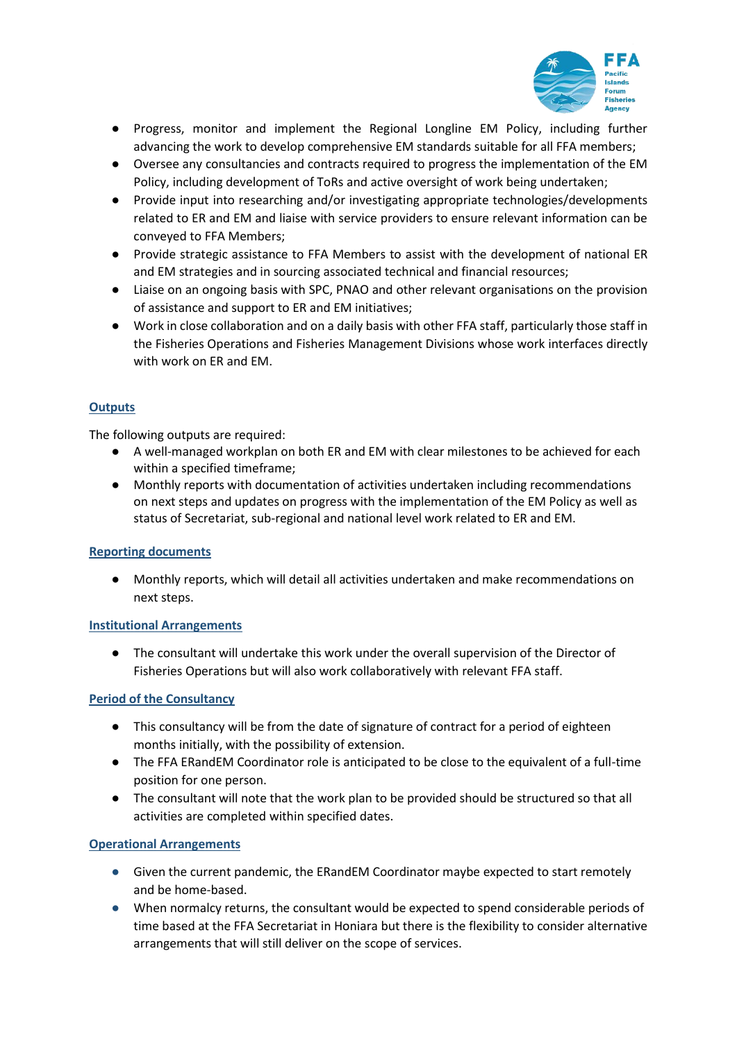- Progress, monitor and implement the Regional Longline EM Policy, including further advancing the work to develop comprehensive EM standards suitable for all FFA members;
- Oversee any consultancies and contracts required to progress the implementation of the EM Policy, including development of ToRs and active oversight of work being undertaken;
- Provide input into researching and/or investigating appropriate technologies/developments related to ER and EM and liaise with service providers to ensure relevant information can be conveyed to FFA Members;
- Provide strategic assistance to FFA Members to assist with the development of national ER and EM strategies and in sourcing associated technical and financial resources;
- Liaise on an ongoing basis with SPC, PNAO and other relevant organisations on the provision of assistance and support to ER and EM initiatives;
- Work in close collaboration and on a daily basis with other FFA staff, particularly those staff in the Fisheries Operations and Fisheries Management Divisions whose work interfaces directly with work on ER and EM.

## Outputs

The following outputs are required:

- A well-managed workplan on both ER and EM with clear milestones to be achieved for each within a specified timeframe;
- Monthly reports with documentation of activities undertaken including recommendations on next steps and updates on progress with the implementation of the EM Policy as well as status of Secretariat, sub-regional and national level work related to ER and EM.

## Reporting documents

- Monthly reports, which will detail all activities undertaken and make recommendations on next steps.

## Institutional Arrangements

- The consultant will undertake this work under the overall supervision of the Director of Fisheries Operations but will also work collaboratively with relevant FFA staff.

## Period of the Consultancy

- This consultancy will be from the date of signature of contract for a period of eighteen months initially, with the possibility of extension.
- The FFA ERandEM Coordinator role is anticipated to be close to the equivalent of a full-time position for one person.
- The consultant will note that the work plan to be provided should be structured so that all activities are completed within specified dates.

## Operational Arrangements

- Given the current pandemic, the ERandEM Coordinator maybe expected to start remotely and be home-based.
- When normalcy returns, the consultant would be expected to spend considerable periods of time based at the FFA Secretariat in Honiara but there is the flexibility to consider alternative arrangements that will still deliver on the scope of services.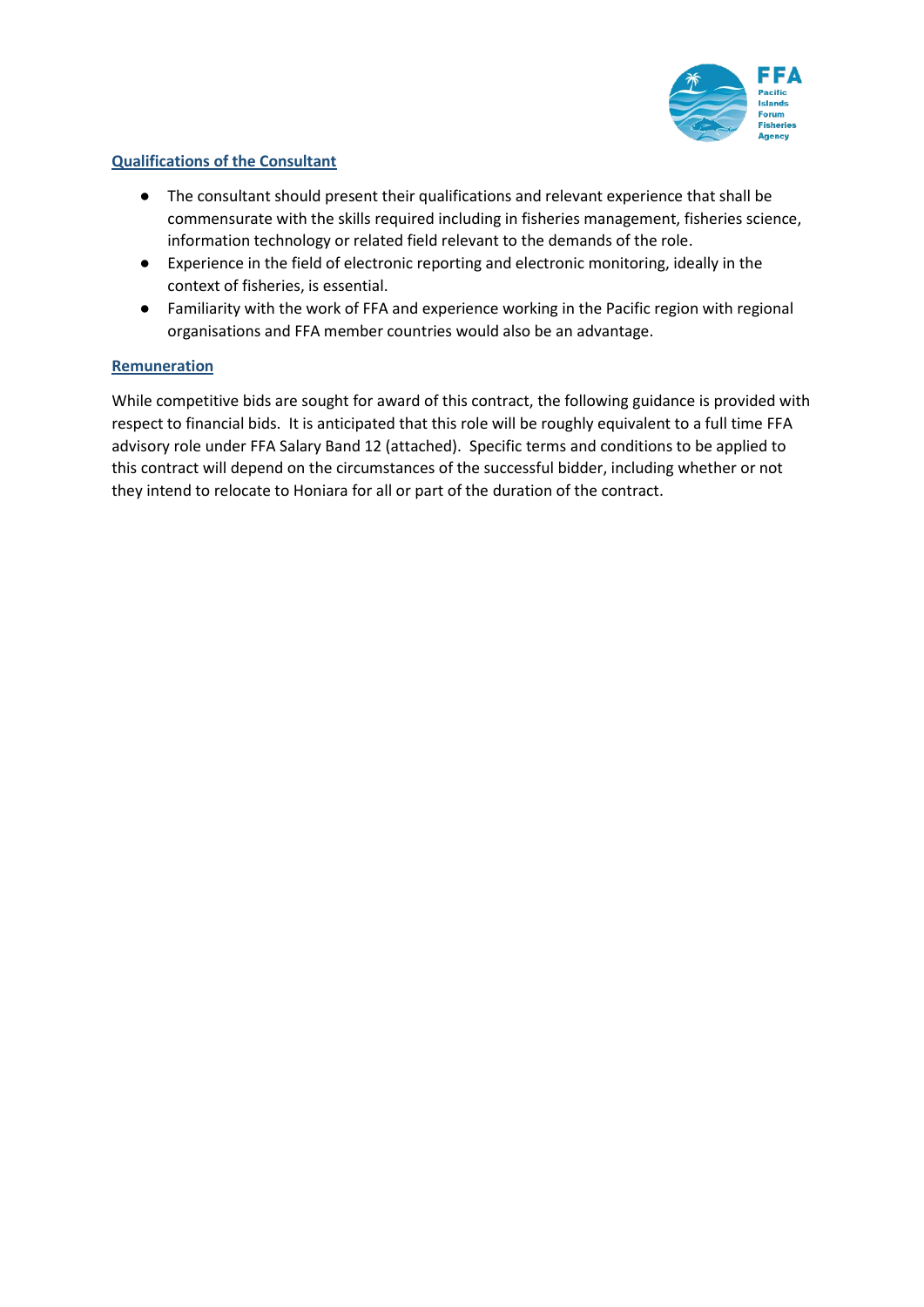## Qualifications of the Consultant

- The consultant should present their qualifications and relevant experience that shall be commensurate with the skills required including in fisheries management, fisheries science, information technology or related field relevant to the demands of the role.
- Experience in the field of electronic reporting and electronic monitoring, ideally in the context of fisheries, is essential.
- Familiarity with the work of FFA and experience working in the Pacific region with regional organisations and FFA member countries would also be an advantage.

## Remuneration

While competitive bids are sought for award of this contract, the following guidance is provided with respect to financial bids. It is anticipated that this role will be roughly equivalent to a full time FFA advisory role under FFA Salary Band 12 (attached). Specific terms and conditions to be applied to this contract will depend on the circumstances of the successful bidder, including whether or not they intend to relocate to Honiara for all or part of the duration of the contract.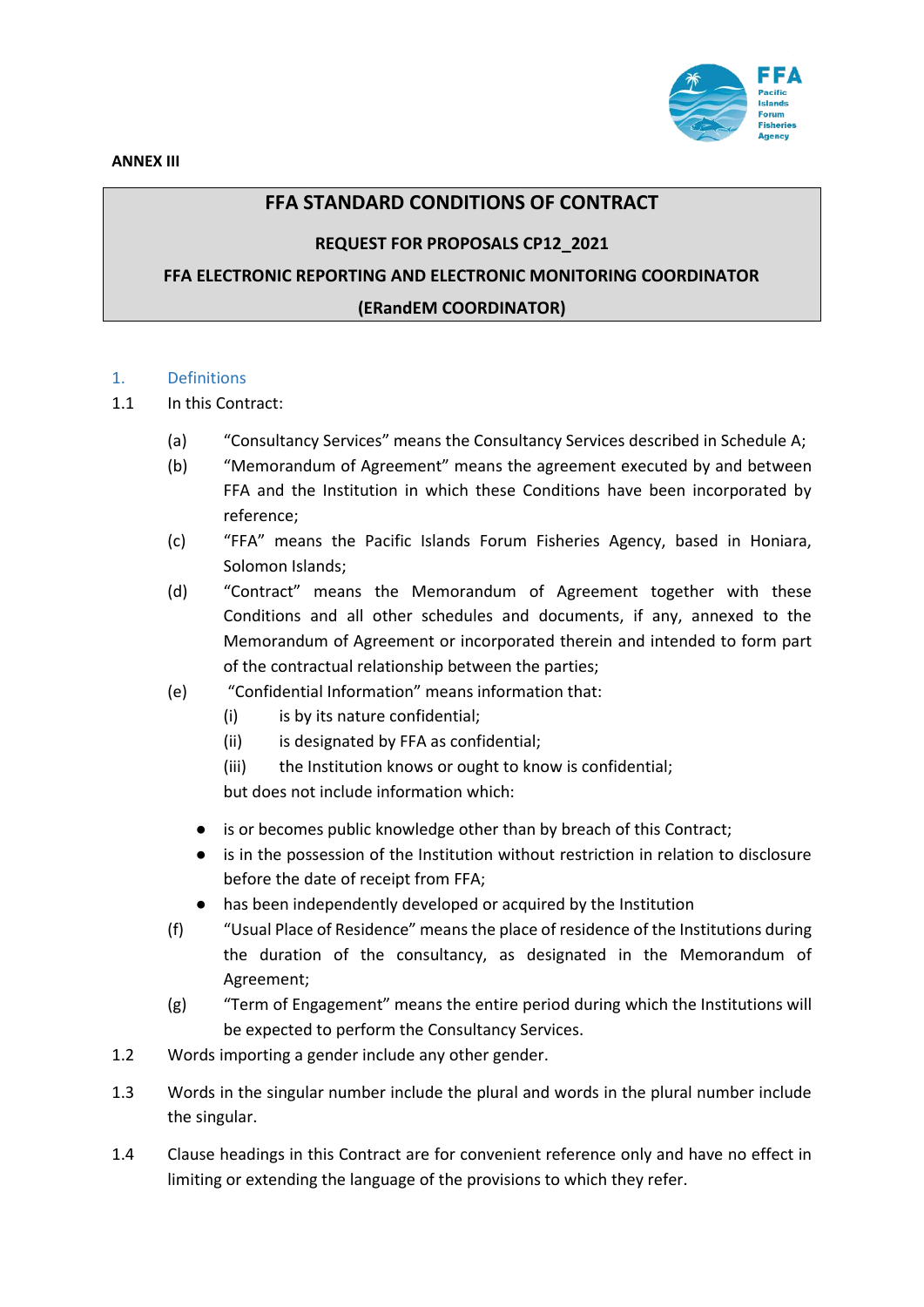**ANNEX III**

**FFA STANDARD CONDITIONS OF CONTRACT**

**REQUEST FOR PROPOSALS CP12_2021**

**FFA ELECTRONIC REPORTING AND ELECTRONIC MONITORING COORDINATOR**

**(ERandEM COORDINATOR)**

## 1. Definitions

1.1 In this Contract:

(a) "Consultancy Services" means the Consultancy Services described in Schedule A;

(b) "Memorandum of Agreement" means the agreement executed by and between FFA and the Institution in which these Conditions have been incorporated by reference;

(c) "FFA" means the Pacific Islands Forum Fisheries Agency, based in Honiara, Solomon Islands;

(d) "Contract" means the Memorandum of Agreement together with these Conditions and all other schedules and documents, if any, annexed to the Memorandum of Agreement or incorporated therein and intended to form part of the contractual relationship between the parties;

(e) "Confidential Information" means information that:

(i) is by its nature confidential;

(ii) is designated by FFA as confidential;

(iii) the Institution knows or ought to know is confidential;

but does not include information which:

- is or becomes public knowledge other than by breach of this Contract;
- is in the possession of the Institution without restriction in relation to disclosure before the date of receipt from FFA;
- has been independently developed or acquired by the Institution

(f) "Usual Place of Residence" means the place of residence of the Institutions during the duration of the consultancy, as designated in the Memorandum of Agreement;

(g) "Term of Engagement" means the entire period during which the Institutions will be expected to perform the Consultancy Services.

1.2 Words importing a gender include any other gender.

1.3 Words in the singular number include the plural and words in the plural number include the singular.

1.4 Clause headings in this Contract are for convenient reference only and have no effect in limiting or extending the language of the provisions to which they refer.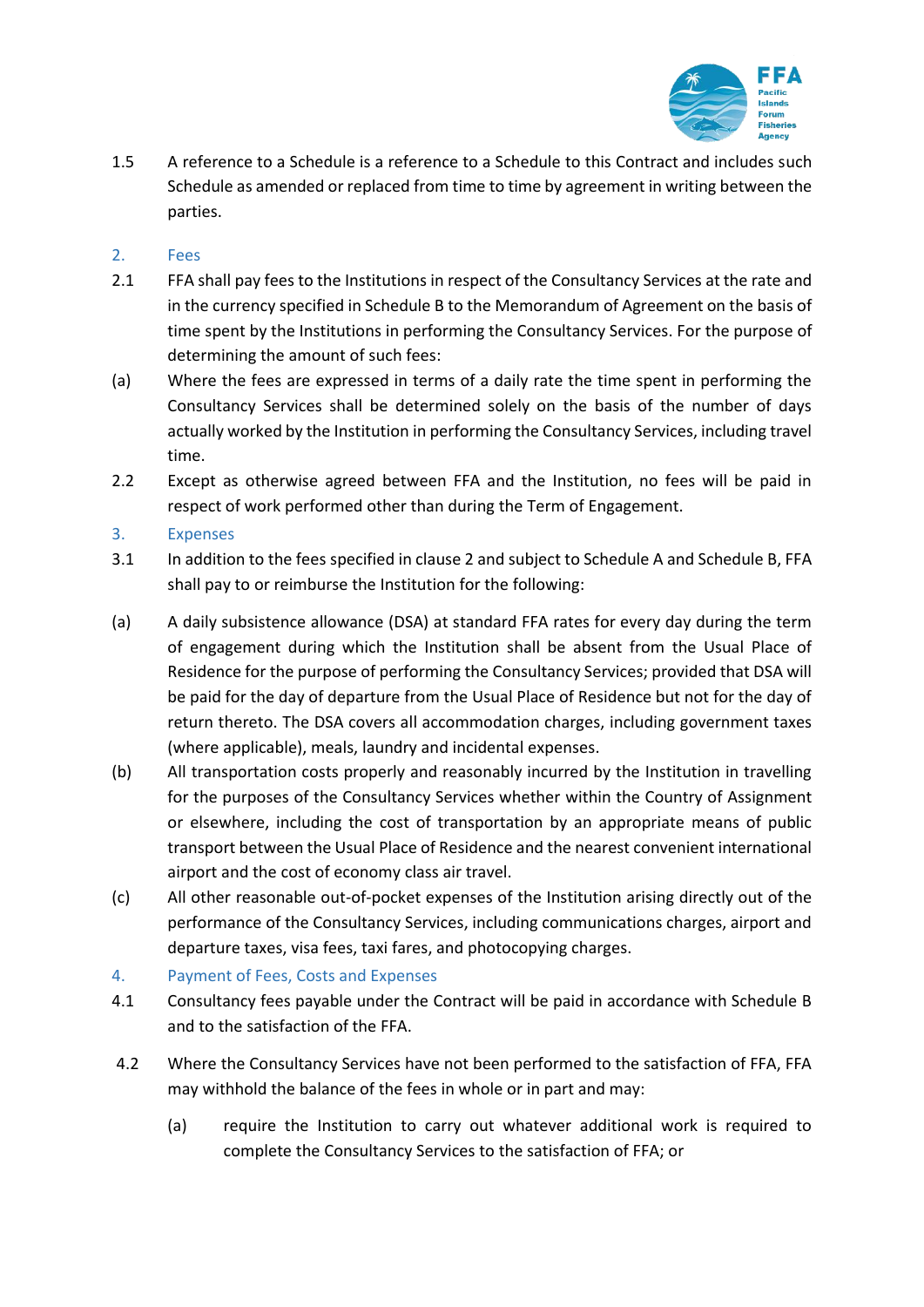1.5 A reference to a Schedule is a reference to a Schedule to this Contract and includes such Schedule as amended or replaced from time to time by agreement in writing between the parties.

## 2. Fees

2.1 FFA shall pay fees to the Institutions in respect of the Consultancy Services at the rate and in the currency specified in Schedule B to the Memorandum of Agreement on the basis of time spent by the Institutions in performing the Consultancy Services. For the purpose of determining the amount of such fees:

(a) Where the fees are expressed in terms of a daily rate the time spent in performing the Consultancy Services shall be determined solely on the basis of the number of days actually worked by the Institution in performing the Consultancy Services, including travel time.

2.2 Except as otherwise agreed between FFA and the Institution, no fees will be paid in respect of work performed other than during the Term of Engagement.

## 3. Expenses

3.1 In addition to the fees specified in clause 2 and subject to Schedule A and Schedule B, FFA shall pay to or reimburse the Institution for the following:

(a) A daily subsistence allowance (DSA) at standard FFA rates for every day during the term of engagement during which the Institution shall be absent from the Usual Place of Residence for the purpose of performing the Consultancy Services; provided that DSA will be paid for the day of departure from the Usual Place of Residence but not for the day of return thereto. The DSA covers all accommodation charges, including government taxes (where applicable), meals, laundry and incidental expenses.

(b) All transportation costs properly and reasonably incurred by the Institution in travelling for the purposes of the Consultancy Services whether within the Country of Assignment or elsewhere, including the cost of transportation by an appropriate means of public transport between the Usual Place of Residence and the nearest convenient international airport and the cost of economy class air travel.

(c) All other reasonable out-of-pocket expenses of the Institution arising directly out of the performance of the Consultancy Services, including communications charges, airport and departure taxes, visa fees, taxi fares, and photocopying charges.

## 4. Payment of Fees, Costs and Expenses

4.1 Consultancy fees payable under the Contract will be paid in accordance with Schedule B and to the satisfaction of the FFA.

4.2 Where the Consultancy Services have not been performed to the satisfaction of FFA, FFA may withhold the balance of the fees in whole or in part and may:

(a) require the Institution to carry out whatever additional work is required to complete the Consultancy Services to the satisfaction of FFA; or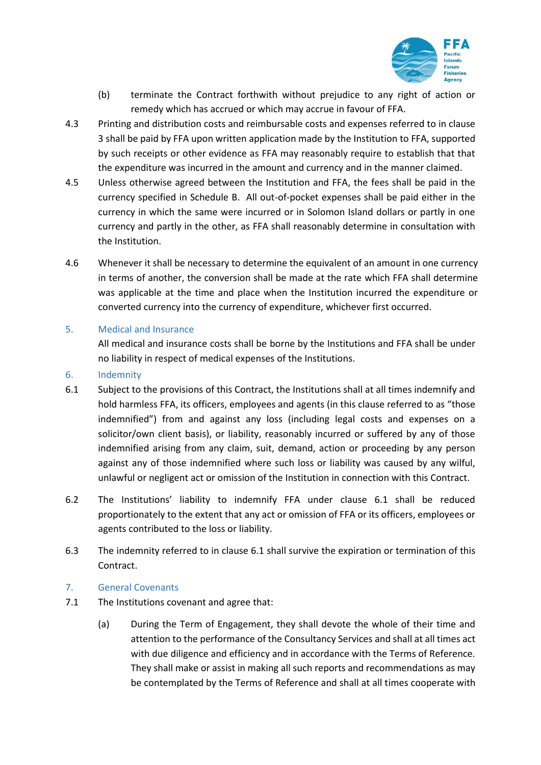(b) terminate the Contract forthwith without prejudice to any right of action or remedy which has accrued or which may accrue in favour of FFA.

4.3 Printing and distribution costs and reimbursable costs and expenses referred to in clause 3 shall be paid by FFA upon written application made by the Institution to FFA, supported by such receipts or other evidence as FFA may reasonably require to establish that that the expenditure was incurred in the amount and currency and in the manner claimed.

4.5 Unless otherwise agreed between the Institution and FFA, the fees shall be paid in the currency specified in Schedule B. All out-of-pocket expenses shall be paid either in the currency in which the same were incurred or in Solomon Island dollars or partly in one currency and partly in the other, as FFA shall reasonably determine in consultation with the Institution.

4.6 Whenever it shall be necessary to determine the equivalent of an amount in one currency in terms of another, the conversion shall be made at the rate which FFA shall determine was applicable at the time and place when the Institution incurred the expenditure or converted currency into the currency of expenditure, whichever first occurred.

## 5. Medical and Insurance

All medical and insurance costs shall be borne by the Institutions and FFA shall be under no liability in respect of medical expenses of the Institutions.

## 6. Indemnity

6.1 Subject to the provisions of this Contract, the Institutions shall at all times indemnify and hold harmless FFA, its officers, employees and agents (in this clause referred to as "those indemnified") from and against any loss (including legal costs and expenses on a solicitor/own client basis), or liability, reasonably incurred or suffered by any of those indemnified arising from any claim, suit, demand, action or proceeding by any person against any of those indemnified where such loss or liability was caused by any wilful, unlawful or negligent act or omission of the Institution in connection with this Contract.

6.2 The Institutions' liability to indemnify FFA under clause 6.1 shall be reduced proportionately to the extent that any act or omission of FFA or its officers, employees or agents contributed to the loss or liability.

6.3 The indemnity referred to in clause 6.1 shall survive the expiration or termination of this Contract.

## 7. General Covenants

7.1 The Institutions covenant and agree that:

(a) During the Term of Engagement, they shall devote the whole of their time and attention to the performance of the Consultancy Services and shall at all times act with due diligence and efficiency and in accordance with the Terms of Reference. They shall make or assist in making all such reports and recommendations as may be contemplated by the Terms of Reference and shall at all times cooperate with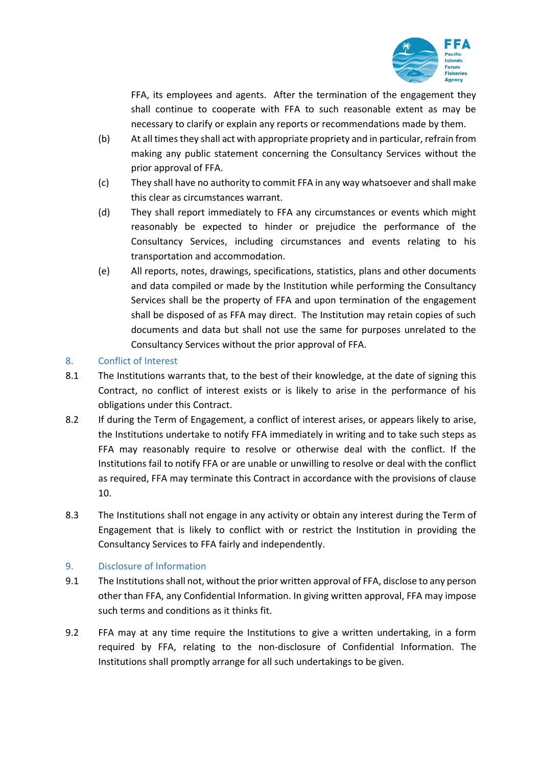FFA, its employees and agents. After the termination of the engagement they shall continue to cooperate with FFA to such reasonable extent as may be necessary to clarify or explain any reports or recommendations made by them.

(b) At all times they shall act with appropriate propriety and in particular, refrain from making any public statement concerning the Consultancy Services without the prior approval of FFA.

(c) They shall have no authority to commit FFA in any way whatsoever and shall make this clear as circumstances warrant.

(d) They shall report immediately to FFA any circumstances or events which might reasonably be expected to hinder or prejudice the performance of the Consultancy Services, including circumstances and events relating to his transportation and accommodation.

(e) All reports, notes, drawings, specifications, statistics, plans and other documents and data compiled or made by the Institution while performing the Consultancy Services shall be the property of FFA and upon termination of the engagement shall be disposed of as FFA may direct. The Institution may retain copies of such documents and data but shall not use the same for purposes unrelated to the Consultancy Services without the prior approval of FFA.

## 8. Conflict of Interest

8.1 The Institutions warrants that, to the best of their knowledge, at the date of signing this Contract, no conflict of interest exists or is likely to arise in the performance of his obligations under this Contract.

8.2 If during the Term of Engagement, a conflict of interest arises, or appears likely to arise, the Institutions undertake to notify FFA immediately in writing and to take such steps as FFA may reasonably require to resolve or otherwise deal with the conflict. If the Institutions fail to notify FFA or are unable or unwilling to resolve or deal with the conflict as required, FFA may terminate this Contract in accordance with the provisions of clause 10.

8.3 The Institutions shall not engage in any activity or obtain any interest during the Term of Engagement that is likely to conflict with or restrict the Institution in providing the Consultancy Services to FFA fairly and independently.

## 9. Disclosure of Information

9.1 The Institutions shall not, without the prior written approval of FFA, disclose to any person other than FFA, any Confidential Information. In giving written approval, FFA may impose such terms and conditions as it thinks fit.

9.2 FFA may at any time require the Institutions to give a written undertaking, in a form required by FFA, relating to the non-disclosure of Confidential Information. The Institutions shall promptly arrange for all such undertakings to be given.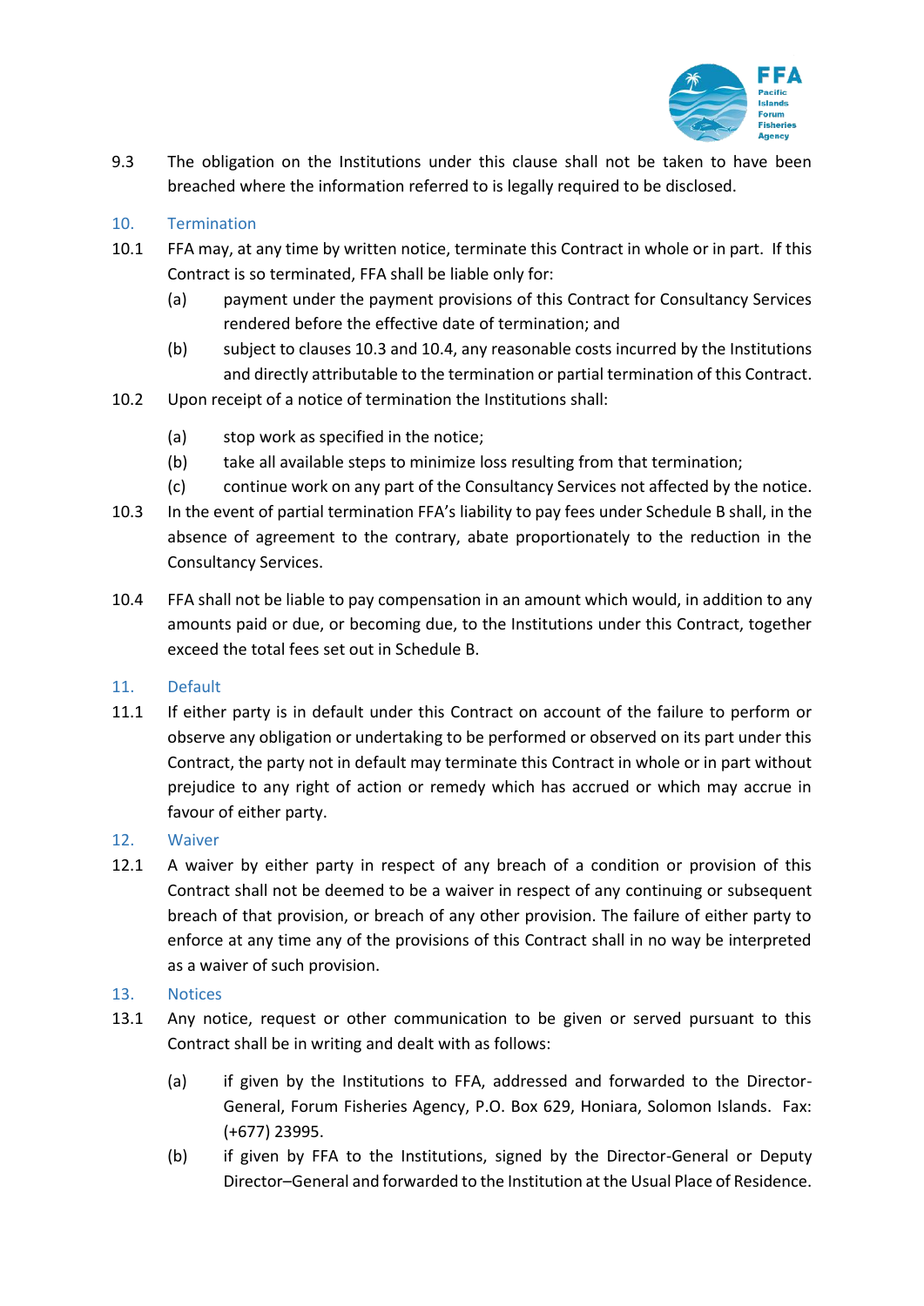9.3 The obligation on the Institutions under this clause shall not be taken to have been breached where the information referred to is legally required to be disclosed.

## 10. Termination

10.1 FFA may, at any time by written notice, terminate this Contract in whole or in part. If this Contract is so terminated, FFA shall be liable only for:

(a) payment under the payment provisions of this Contract for Consultancy Services rendered before the effective date of termination; and

(b) subject to clauses 10.3 and 10.4, any reasonable costs incurred by the Institutions and directly attributable to the termination or partial termination of this Contract.

10.2 Upon receipt of a notice of termination the Institutions shall:

(a) stop work as specified in the notice;

(b) take all available steps to minimize loss resulting from that termination;

(c) continue work on any part of the Consultancy Services not affected by the notice.

10.3 In the event of partial termination FFA's liability to pay fees under Schedule B shall, in the absence of agreement to the contrary, abate proportionately to the reduction in the Consultancy Services.

10.4 FFA shall not be liable to pay compensation in an amount which would, in addition to any amounts paid or due, or becoming due, to the Institutions under this Contract, together exceed the total fees set out in Schedule B.

## 11. Default

11.1 If either party is in default under this Contract on account of the failure to perform or observe any obligation or undertaking to be performed or observed on its part under this Contract, the party not in default may terminate this Contract in whole or in part without prejudice to any right of action or remedy which has accrued or which may accrue in favour of either party.

## 12. Waiver

12.1 A waiver by either party in respect of any breach of a condition or provision of this Contract shall not be deemed to be a waiver in respect of any continuing or subsequent breach of that provision, or breach of any other provision. The failure of either party to enforce at any time any of the provisions of this Contract shall in no way be interpreted as a waiver of such provision.

## 13. Notices

13.1 Any notice, request or other communication to be given or served pursuant to this Contract shall be in writing and dealt with as follows:

(a) if given by the Institutions to FFA, addressed and forwarded to the Director-General, Forum Fisheries Agency, P.O. Box 629, Honiara, Solomon Islands. Fax: (+677) 23995.

(b) if given by FFA to the Institutions, signed by the Director-General or Deputy Director–General and forwarded to the Institution at the Usual Place of Residence.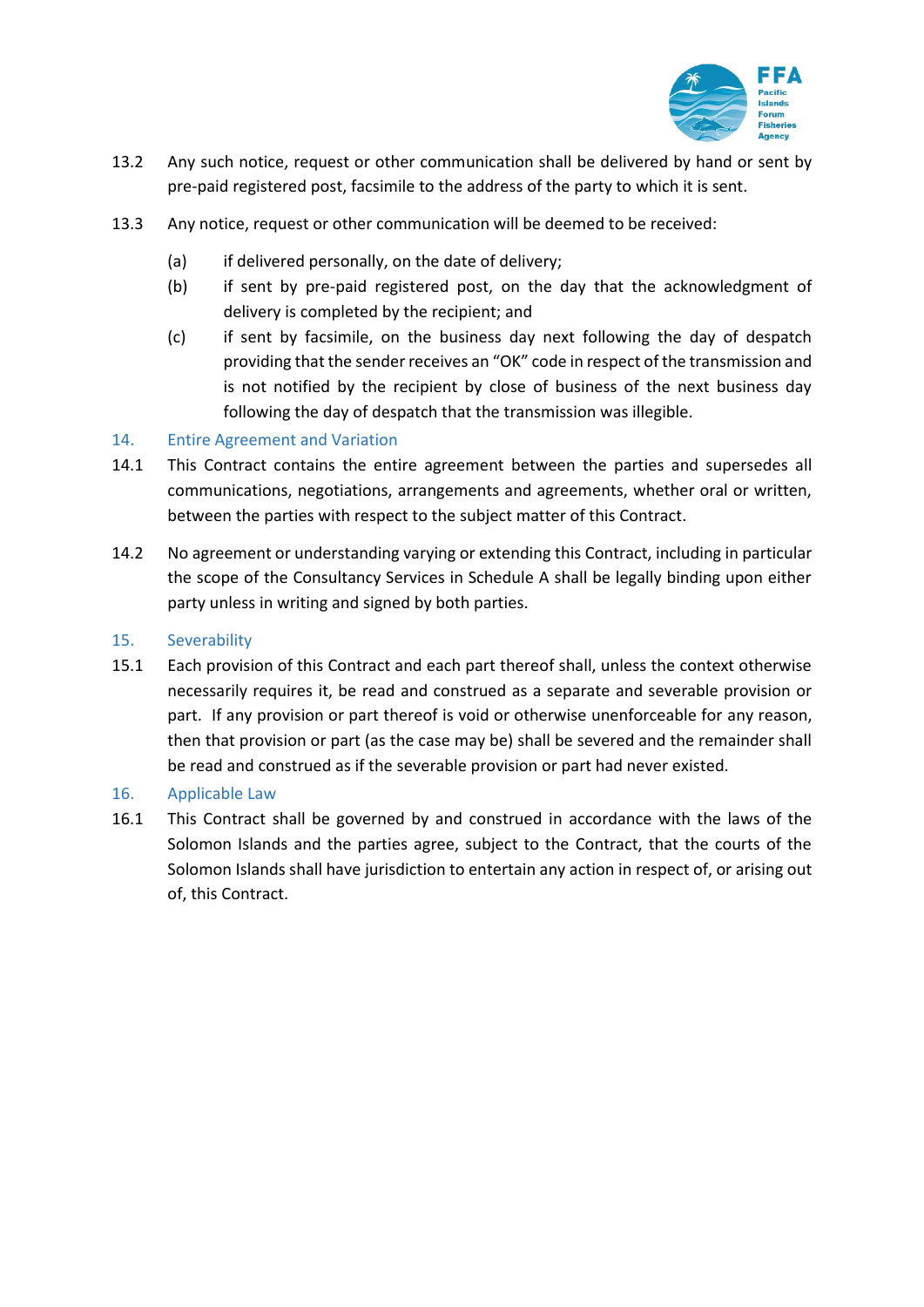13.2 Any such notice, request or other communication shall be delivered by hand or sent by pre-paid registered post, facsimile to the address of the party to which it is sent.

13.3 Any notice, request or other communication will be deemed to be received:

(a) if delivered personally, on the date of delivery;

(b) if sent by pre-paid registered post, on the day that the acknowledgment of delivery is completed by the recipient; and

(c) if sent by facsimile, on the business day next following the day of despatch providing that the sender receives an "OK" code in respect of the transmission and is not notified by the recipient by close of business of the next business day following the day of despatch that the transmission was illegible.

## 14. Entire Agreement and Variation

14.1 This Contract contains the entire agreement between the parties and supersedes all communications, negotiations, arrangements and agreements, whether oral or written, between the parties with respect to the subject matter of this Contract.

14.2 No agreement or understanding varying or extending this Contract, including in particular the scope of the Consultancy Services in Schedule A shall be legally binding upon either party unless in writing and signed by both parties.

## 15. Severability

15.1 Each provision of this Contract and each part thereof shall, unless the context otherwise necessarily requires it, be read and construed as a separate and severable provision or part. If any provision or part thereof is void or otherwise unenforceable for any reason, then that provision or part (as the case may be) shall be severed and the remainder shall be read and construed as if the severable provision or part had never existed.

## 16. Applicable Law

16.1 This Contract shall be governed by and construed in accordance with the laws of the Solomon Islands and the parties agree, subject to the Contract, that the courts of the Solomon Islands shall have jurisdiction to entertain any action in respect of, or arising out of, this Contract.